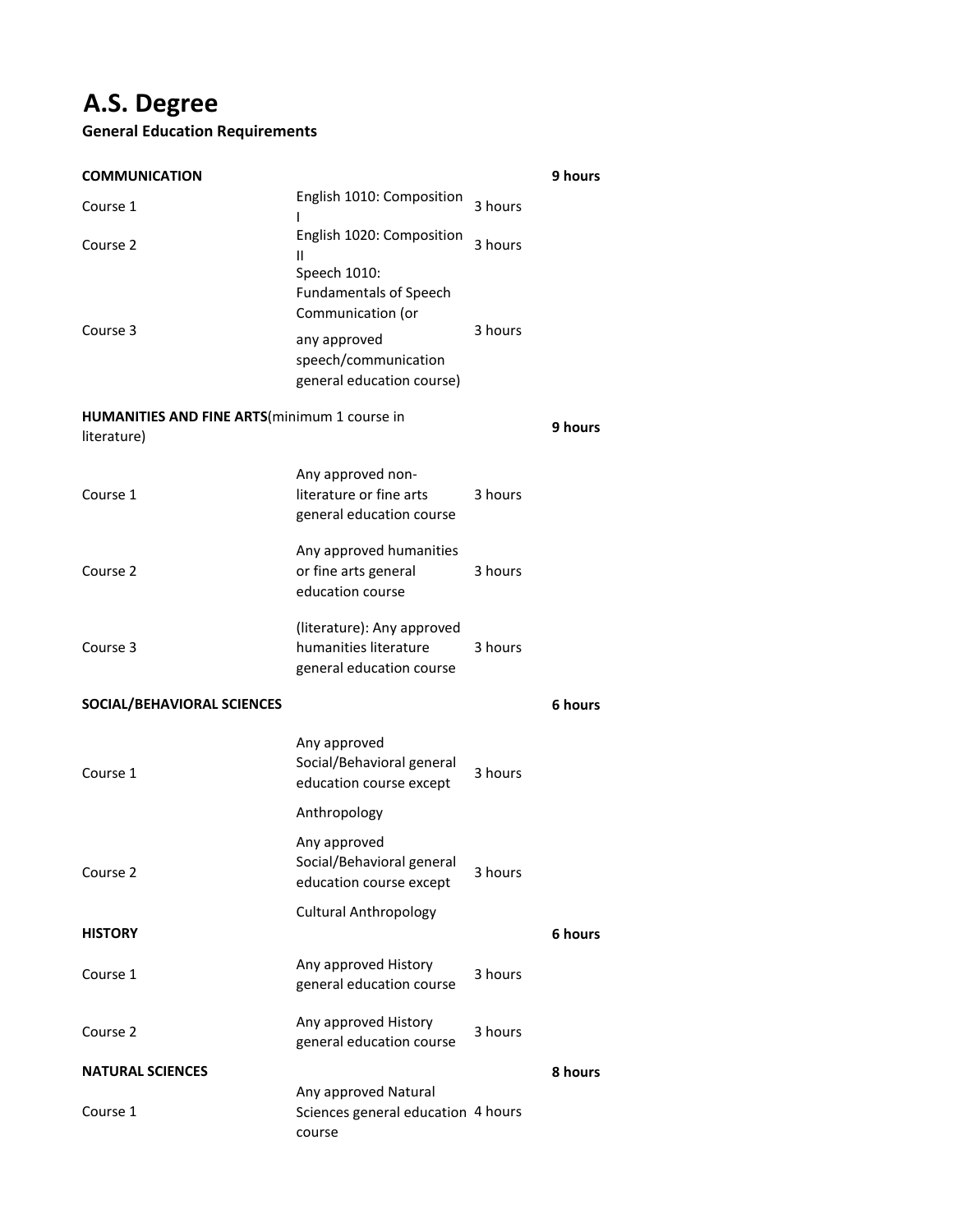# A.S. Degree

**General Education Requirements**

| | | | |
|---|---|---|---|
| **COMMUNICATION** | | | **9 hours** |
| Course 1 | English 1010: Composition I | 3 hours | |
| Course 2 | English 1020: Composition II | 3 hours | |
| Course 3 | Speech 1010: Fundamentals of Speech Communication (or any approved speech/communication general education course) | 3 hours | |
| **HUMANITIES AND FINE ARTS**(minimum 1 course in literature) | | | **9 hours** |
| Course 1 | Any approved non-literature or fine arts general education course | 3 hours | |
| Course 2 | Any approved humanities or fine arts general education course | 3 hours | |
| Course 3 | (literature): Any approved humanities literature general education course | 3 hours | |
| **SOCIAL/BEHAVIORAL SCIENCES** | | | **6 hours** |
| Course 1 | Any approved Social/Behavioral general education course except Anthropology | 3 hours | |
| Course 2 | Any approved Social/Behavioral general education course except Cultural Anthropology | 3 hours | |
| **HISTORY** | | | **6 hours** |
| Course 1 | Any approved History general education course | 3 hours | |
| Course 2 | Any approved History general education course | 3 hours | |
| **NATURAL SCIENCES** | | | **8 hours** |
| Course 1 | Any approved Natural Sciences general education course | 4 hours | |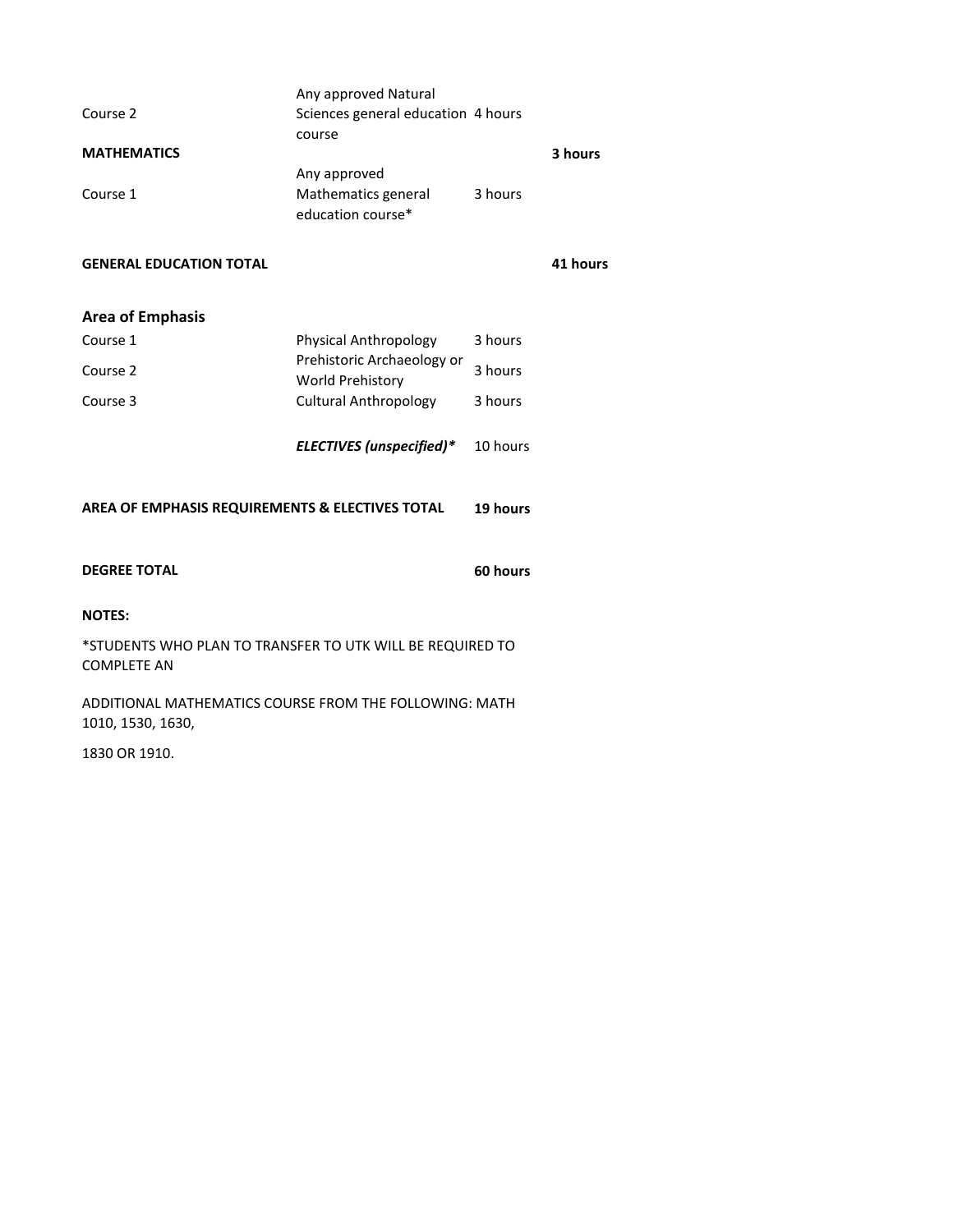| | | | |
|---|---|---|---|
| Course 2 | Any approved Natural Sciences general education course | 4 hours | |
| **MATHEMATICS** | | | **3 hours** |
| Course 1 | Any approved Mathematics general education course* | 3 hours | |
| | | | |
| **GENERAL EDUCATION TOTAL** | | | **41 hours** |

## Area of Emphasis

| | | |
|---|---|---|
| Course 1 | Physical Anthropology | 3 hours |
| Course 2 | Prehistoric Archaeology or World Prehistory | 3 hours |
| Course 3 | Cultural Anthropology | 3 hours |
| | ***ELECTIVES (unspecified)**** | 10 hours |
| | | |
| **AREA OF EMPHASIS REQUIREMENTS & ELECTIVES TOTAL** | | **19 hours** |
| | | |
| **DEGREE TOTAL** | | **60 hours** |

**NOTES:**

*STUDENTS WHO PLAN TO TRANSFER TO UTK WILL BE REQUIRED TO COMPLETE AN

ADDITIONAL MATHEMATICS COURSE FROM THE FOLLOWING: MATH 1010, 1530, 1630,

1830 OR 1910.